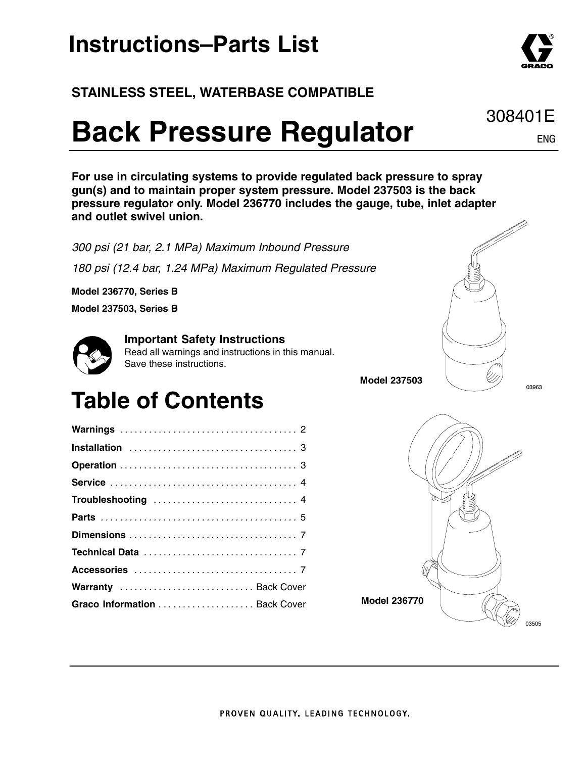# Instructions–Parts List

**STAINLESS STEEL, WATERBASE COMPATIBLE**

308401E

ENG

# Back Pressure Regulator

**For use in circulating systems to provide regulated back pressure to spray gun(s) and to maintain proper system pressure. Model 237503 is the back pressure regulator only. Model 236770 includes the gauge, tube, inlet adapter and outlet swivel union.**

*300 psi (21 bar, 2.1 MPa) Maximum Inbound Pressure*

*180 psi (12.4 bar, 1.24 MPa) Maximum Regulated Pressure*

**Model 236770, Series B**

**Model 237503, Series B**

**Important Safety Instructions**
Read all warnings and instructions in this manual. Save these instructions.

**Model 237503**

03963

**Model 236770**

03505

## Table of Contents

| | |
|---|---|
| **Warnings** | 2 |
| **Installation** | 3 |
| **Operation** | 3 |
| **Service** | 4 |
| **Troubleshooting** | 4 |
| **Parts** | 5 |
| **Dimensions** | 7 |
| **Technical Data** | 7 |
| **Accessories** | 7 |
| **Warranty** | Back Cover |
| **Graco Information** | Back Cover |

PROVEN QUALITY. LEADING TECHNOLOGY.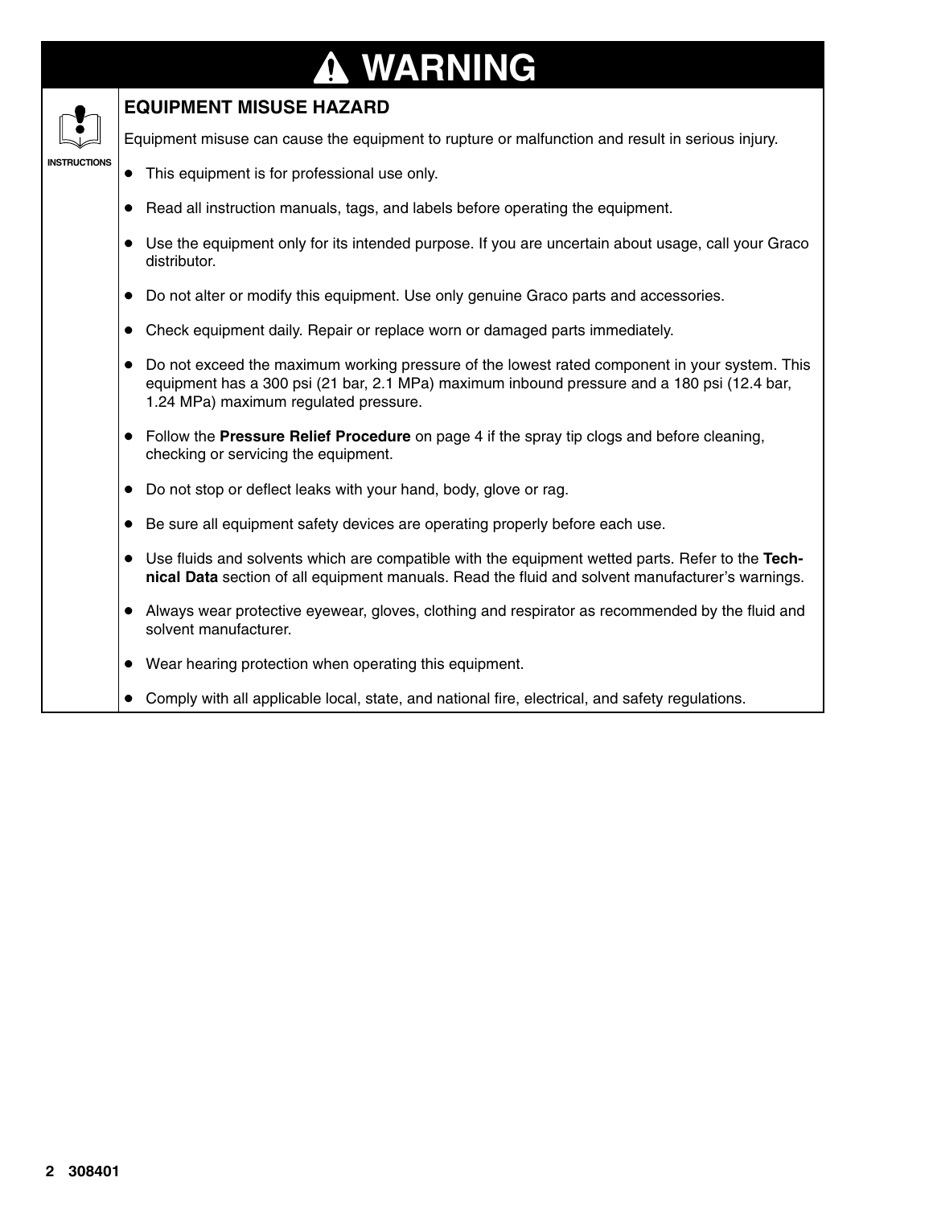# WARNING

## EQUIPMENT MISUSE HAZARD

INSTRUCTIONS

Equipment misuse can cause the equipment to rupture or malfunction and result in serious injury.

- This equipment is for professional use only.
- Read all instruction manuals, tags, and labels before operating the equipment.
- Use the equipment only for its intended purpose. If you are uncertain about usage, call your Graco distributor.
- Do not alter or modify this equipment. Use only genuine Graco parts and accessories.
- Check equipment daily. Repair or replace worn or damaged parts immediately.
- Do not exceed the maximum working pressure of the lowest rated component in your system. This equipment has a 300 psi (21 bar, 2.1 MPa) maximum inbound pressure and a 180 psi (12.4 bar, 1.24 MPa) maximum regulated pressure.
- Follow the **Pressure Relief Procedure** on page 4 if the spray tip clogs and before cleaning, checking or servicing the equipment.
- Do not stop or deflect leaks with your hand, body, glove or rag.
- Be sure all equipment safety devices are operating properly before each use.
- Use fluids and solvents which are compatible with the equipment wetted parts. Refer to the **Technical Data** section of all equipment manuals. Read the fluid and solvent manufacturer's warnings.
- Always wear protective eyewear, gloves, clothing and respirator as recommended by the fluid and solvent manufacturer.
- Wear hearing protection when operating this equipment.
- Comply with all applicable local, state, and national fire, electrical, and safety regulations.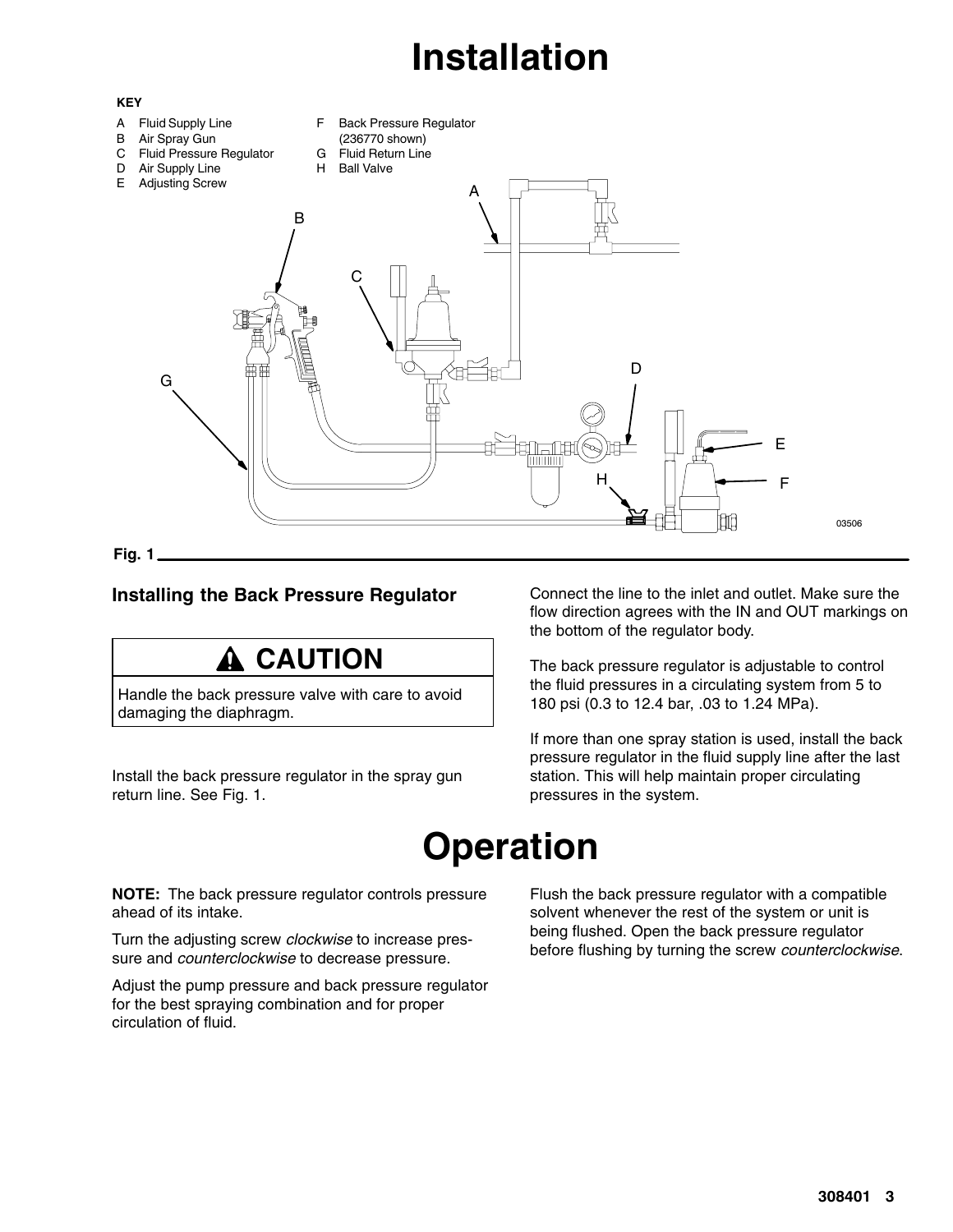# Installation

**KEY**

- A Fluid Supply Line
- B Air Spray Gun
- C Fluid Pressure Regulator
- D Air Supply Line
- E Adjusting Screw
- F Back Pressure Regulator (236770 shown)
- G Fluid Return Line
- H Ball Valve

03506

**Fig. 1**

## Installing the Back Pressure Regulator

> **⚠ CAUTION**
>
> Handle the back pressure valve with care to avoid damaging the diaphragm.

Install the back pressure regulator in the spray gun return line. See Fig. 1.

Connect the line to the inlet and outlet. Make sure the flow direction agrees with the IN and OUT markings on the bottom of the regulator body.

The back pressure regulator is adjustable to control the fluid pressures in a circulating system from 5 to 180 psi (0.3 to 12.4 bar, .03 to 1.24 MPa).

If more than one spray station is used, install the back pressure regulator in the fluid supply line after the last station. This will help maintain proper circulating pressures in the system.

# Operation

**NOTE:** The back pressure regulator controls pressure ahead of its intake.

Turn the adjusting screw *clockwise* to increase pressure and *counterclockwise* to decrease pressure.

Adjust the pump pressure and back pressure regulator for the best spraying combination and for proper circulation of fluid.

Flush the back pressure regulator with a compatible solvent whenever the rest of the system or unit is being flushed. Open the back pressure regulator before flushing by turning the screw *counterclockwise*.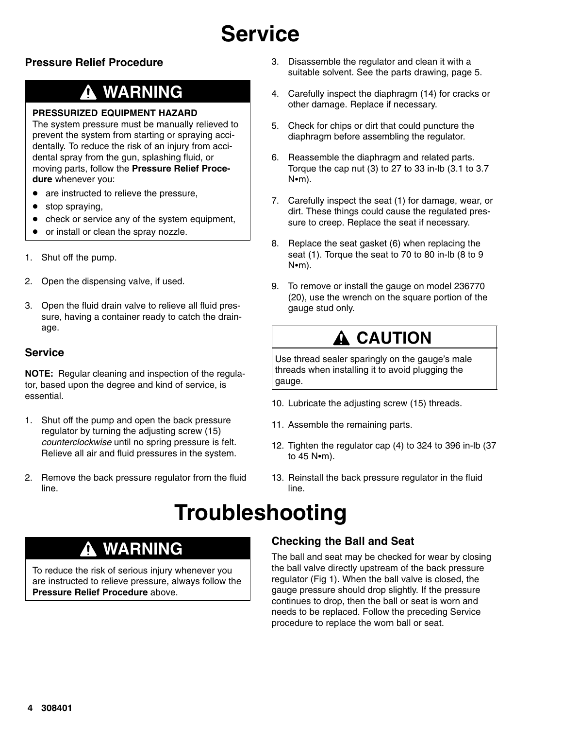# Service

## Pressure Relief Procedure

> **⚠ WARNING**
>
> **PRESSURIZED EQUIPMENT HAZARD**
> The system pressure must be manually relieved to prevent the system from starting or spraying accidentally. To reduce the risk of an injury from accidental spray from the gun, splashing fluid, or moving parts, follow the **Pressure Relief Procedure** whenever you:
>
> - are instructed to relieve the pressure,
> - stop spraying,
> - check or service any of the system equipment,
> - or install or clean the spray nozzle.

1. Shut off the pump.
2. Open the dispensing valve, if used.
3. Open the fluid drain valve to relieve all fluid pressure, having a container ready to catch the drainage.

## Service

**NOTE:** Regular cleaning and inspection of the regulator, based upon the degree and kind of service, is essential.

1. Shut off the pump and open the back pressure regulator by turning the adjusting screw (15) *counterclockwise* until no spring pressure is felt. Relieve all air and fluid pressures in the system.
2. Remove the back pressure regulator from the fluid line.
3. Disassemble the regulator and clean it with a suitable solvent. See the parts drawing, page 5.
4. Carefully inspect the diaphragm (14) for cracks or other damage. Replace if necessary.
5. Check for chips or dirt that could puncture the diaphragm before assembling the regulator.
6. Reassemble the diaphragm and related parts. Torque the cap nut (3) to 27 to 33 in-lb (3.1 to 3.7 N•m).
7. Carefully inspect the seat (1) for damage, wear, or dirt. These things could cause the regulated pressure to creep. Replace the seat if necessary.
8. Replace the seat gasket (6) when replacing the seat (1). Torque the seat to 70 to 80 in-lb (8 to 9 N•m).
9. To remove or install the gauge on model 236770 (20), use the wrench on the square portion of the gauge stud only.

> **⚠ CAUTION**
>
> Use thread sealer sparingly on the gauge's male threads when installing it to avoid plugging the gauge.

10. Lubricate the adjusting screw (15) threads.
11. Assemble the remaining parts.
12. Tighten the regulator cap (4) to 324 to 396 in-lb (37 to 45 N•m).
13. Reinstall the back pressure regulator in the fluid line.

# Troubleshooting

> **⚠ WARNING**
>
> To reduce the risk of serious injury whenever you are instructed to relieve pressure, always follow the **Pressure Relief Procedure** above.

## Checking the Ball and Seat

The ball and seat may be checked for wear by closing the ball valve directly upstream of the back pressure regulator (Fig 1). When the ball valve is closed, the gauge pressure should drop slightly. If the pressure continues to drop, then the ball or seat is worn and needs to be replaced. Follow the preceding Service procedure to replace the worn ball or seat.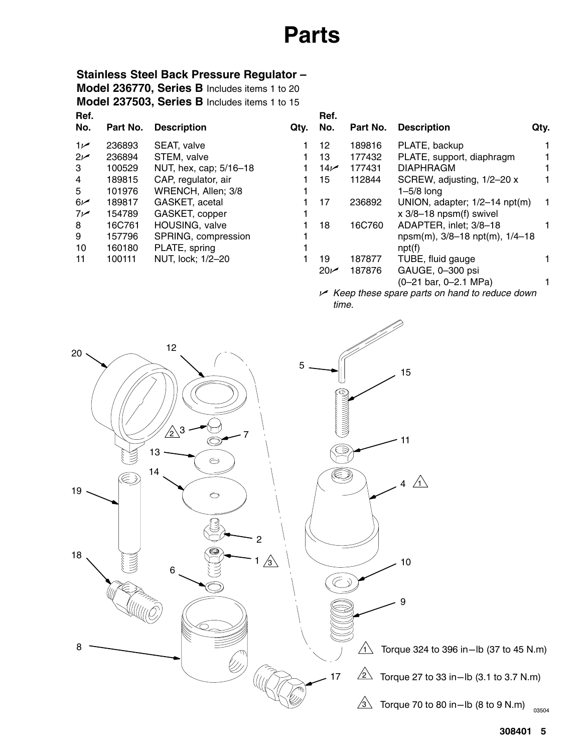# Parts

## Stainless Steel Back Pressure Regulator –

**Model 236770, Series B** Includes items 1 to 20

**Model 237503, Series B** Includes items 1 to 15

| Ref. No. | Part No. | Description | Qty. |
|---|---|---|---|
| 1✓ | 236893 | SEAT, valve | 1 |
| 2✓ | 236894 | STEM, valve | 1 |
| 3 | 100529 | NUT, hex, cap; 5/16–18 | 1 |
| 4 | 189815 | CAP, regulator, air | 1 |
| 5 | 101976 | WRENCH, Allen; 3/8 | 1 |
| 6✓ | 189817 | GASKET, acetal | 1 |
| 7✓ | 154789 | GASKET, copper | 1 |
| 8 | 16C761 | HOUSING, valve | 1 |
| 9 | 157796 | SPRING, compression | 1 |
| 10 | 160180 | PLATE, spring | 1 |
| 11 | 100111 | NUT, lock; 1/2–20 | 1 |
| 12 | 189816 | PLATE, backup | 1 |
| 13 | 177432 | PLATE, support, diaphragm | 1 |
| 14✓ | 177431 | DIAPHRAGM | 1 |
| 15 | 112844 | SCREW, adjusting, 1/2–20 x 1–5/8 long | 1 |
| 17 | 236892 | UNION, adapter; 1/2–14 npt(m) x 3/8–18 npsm(f) swivel | 1 |
| 18 | 16C760 | ADAPTER, inlet; 3/8–18 npsm(m), 3/8–18 npt(m), 1/4–18 npt(f) | 1 |
| 19 | 187877 | TUBE, fluid gauge | 1 |
| 20✓ | 187876 | GAUGE, 0–300 psi (0–21 bar, 0–2.1 MPa) | 1 |

✓ *Keep these spare parts on hand to reduce down time.*

1 Torque 324 to 396 in–lb (37 to 45 N.m)

2 Torque 27 to 33 in–lb (3.1 to 3.7 N.m)

3 Torque 70 to 80 in–lb (8 to 9 N.m)

03504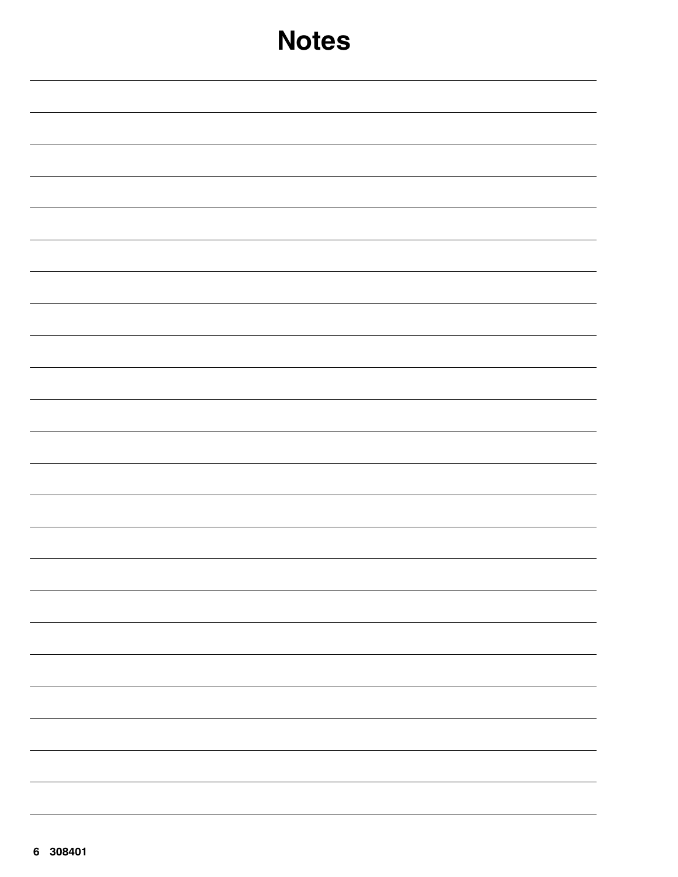# Notes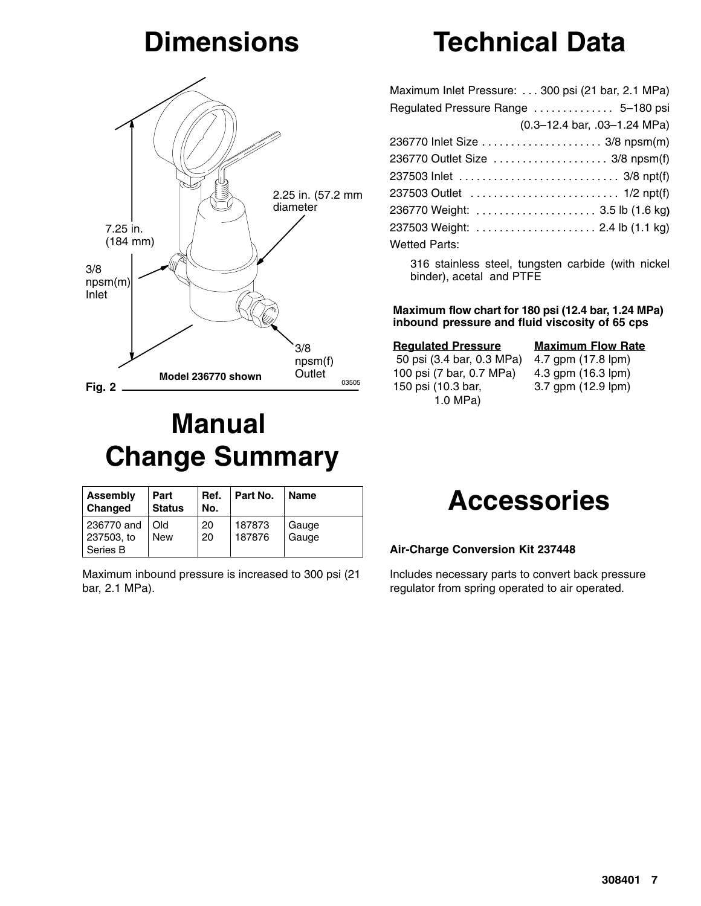# Dimensions

7.25 in. (184 mm)

2.25 in. (57.2 mm diameter

3/8 npsm(m) Inlet

3/8 npsm(f) Outlet

Model 236770 shown

03505

Fig. 2

# Technical Data

Maximum Inlet Pressure: . . . 300 psi (21 bar, 2.1 MPa)
Regulated Pressure Range . . . . . . . . . . . . . 5–180 psi (0.3–12.4 bar, .03–1.24 MPa)
236770 Inlet Size . . . . . . . . . . . . . . . . . . . . 3/8 npsm(m)
236770 Outlet Size . . . . . . . . . . . . . . . . . . . 3/8 npsm(f)
237503 Inlet . . . . . . . . . . . . . . . . . . . . . . . . . . . 3/8 npt(f)
237503 Outlet . . . . . . . . . . . . . . . . . . . . . . . . . 1/2 npt(f)
236770 Weight: . . . . . . . . . . . . . . . . . . . . 3.5 lb (1.6 kg)
237503 Weight: . . . . . . . . . . . . . . . . . . . . 2.4 lb (1.1 kg)
Wetted Parts:

316 stainless steel, tungsten carbide (with nickel binder), acetal and PTFE

**Maximum flow chart for 180 psi (12.4 bar, 1.24 MPa) inbound pressure and fluid viscosity of 65 cps**

| Regulated Pressure | Maximum Flow Rate |
|---|---|
| 50 psi (3.4 bar, 0.3 MPa) | 4.7 gpm (17.8 lpm) |
| 100 psi (7 bar, 0.7 MPa) | 4.3 gpm (16.3 lpm) |
| 150 psi (10.3 bar, 1.0 MPa) | 3.7 gpm (12.9 lpm) |

# Manual Change Summary

| Assembly Changed | Part Status | Ref. No. | Part No. | Name |
|---|---|---|---|---|
| 236770 and 237503, to Series B | Old<br>New | 20<br>20 | 187873<br>187876 | Gauge<br>Gauge |

Maximum inbound pressure is increased to 300 psi (21 bar, 2.1 MPa).

# Accessories

**Air-Charge Conversion Kit 237448**

Includes necessary parts to convert back pressure regulator from spring operated to air operated.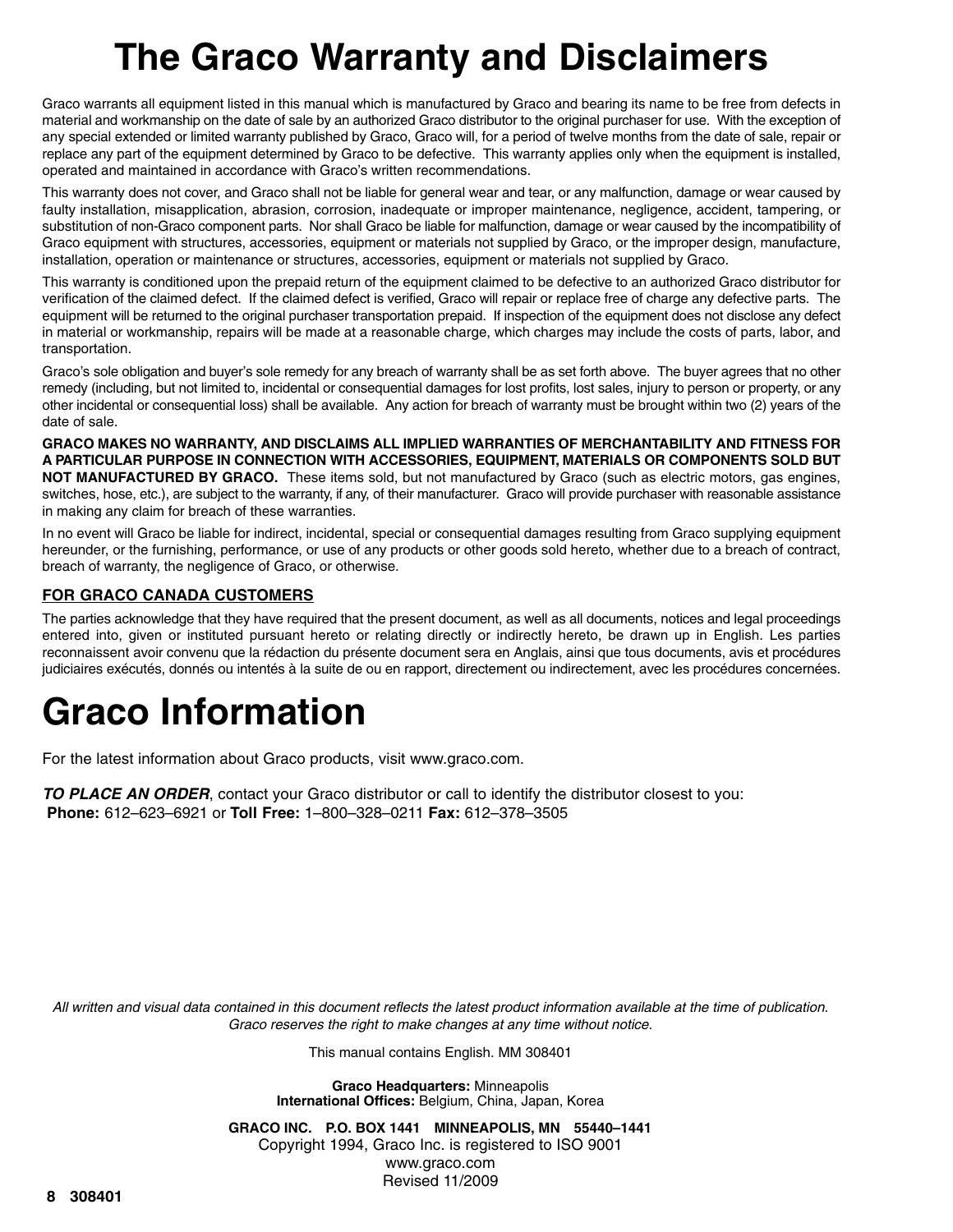# The Graco Warranty and Disclaimers

Graco warrants all equipment listed in this manual which is manufactured by Graco and bearing its name to be free from defects in material and workmanship on the date of sale by an authorized Graco distributor to the original purchaser for use. With the exception of any special extended or limited warranty published by Graco, Graco will, for a period of twelve months from the date of sale, repair or replace any part of the equipment determined by Graco to be defective. This warranty applies only when the equipment is installed, operated and maintained in accordance with Graco's written recommendations.

This warranty does not cover, and Graco shall not be liable for general wear and tear, or any malfunction, damage or wear caused by faulty installation, misapplication, abrasion, corrosion, inadequate or improper maintenance, negligence, accident, tampering, or substitution of non-Graco component parts. Nor shall Graco be liable for malfunction, damage or wear caused by the incompatibility of Graco equipment with structures, accessories, equipment or materials not supplied by Graco, or the improper design, manufacture, installation, operation or maintenance or structures, accessories, equipment or materials not supplied by Graco.

This warranty is conditioned upon the prepaid return of the equipment claimed to be defective to an authorized Graco distributor for verification of the claimed defect. If the claimed defect is verified, Graco will repair or replace free of charge any defective parts. The equipment will be returned to the original purchaser transportation prepaid. If inspection of the equipment does not disclose any defect in material or workmanship, repairs will be made at a reasonable charge, which charges may include the costs of parts, labor, and transportation.

Graco's sole obligation and buyer's sole remedy for any breach of warranty shall be as set forth above. The buyer agrees that no other remedy (including, but not limited to, incidental or consequential damages for lost profits, lost sales, injury to person or property, or any other incidental or consequential loss) shall be available. Any action for breach of warranty must be brought within two (2) years of the date of sale.

**GRACO MAKES NO WARRANTY, AND DISCLAIMS ALL IMPLIED WARRANTIES OF MERCHANTABILITY AND FITNESS FOR A PARTICULAR PURPOSE IN CONNECTION WITH ACCESSORIES, EQUIPMENT, MATERIALS OR COMPONENTS SOLD BUT NOT MANUFACTURED BY GRACO.** These items sold, but not manufactured by Graco (such as electric motors, gas engines, switches, hose, etc.), are subject to the warranty, if any, of their manufacturer. Graco will provide purchaser with reasonable assistance in making any claim for breach of these warranties.

In no event will Graco be liable for indirect, incidental, special or consequential damages resulting from Graco supplying equipment hereunder, or the furnishing, performance, or use of any products or other goods sold hereto, whether due to a breach of contract, breach of warranty, the negligence of Graco, or otherwise.

### FOR GRACO CANADA CUSTOMERS

The parties acknowledge that they have required that the present document, as well as all documents, notices and legal proceedings entered into, given or instituted pursuant hereto or relating directly or indirectly hereto, be drawn up in English. Les parties reconnaissent avoir convenu que la rédaction du présente document sera en Anglais, ainsi que tous documents, avis et procédures judiciaires exécutés, donnés ou intentés à la suite de ou en rapport, directement ou indirectement, avec les procédures concernées.

# Graco Information

For the latest information about Graco products, visit www.graco.com.

***TO PLACE AN ORDER***, contact your Graco distributor or call to identify the distributor closest to you:
**Phone:** 612–623–6921 or **Toll Free:** 1–800–328–0211 **Fax:** 612–378–3505

*All written and visual data contained in this document reflects the latest product information available at the time of publication. Graco reserves the right to make changes at any time without notice.*

This manual contains English. MM 308401

**Graco Headquarters:** Minneapolis
**International Offices:** Belgium, China, Japan, Korea

**GRACO INC. P.O. BOX 1441 MINNEAPOLIS, MN 55440–1441**
Copyright 1994, Graco Inc. is registered to ISO 9001
www.graco.com
Revised 11/2009